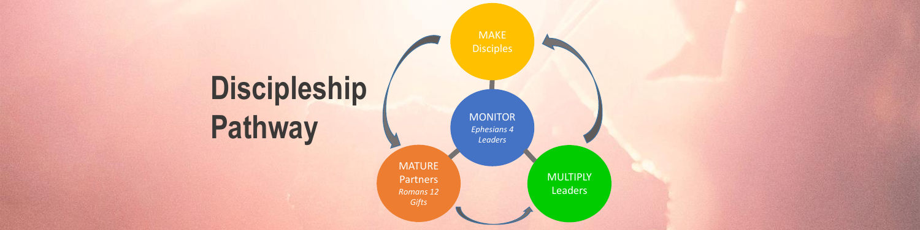# Discipleship Pathway

- MAKE Disciples
- MONITOR *Ephesians 4 Leaders*
- MATURE Partners *Romans 12 Gifts*
- MULTIPLY Leaders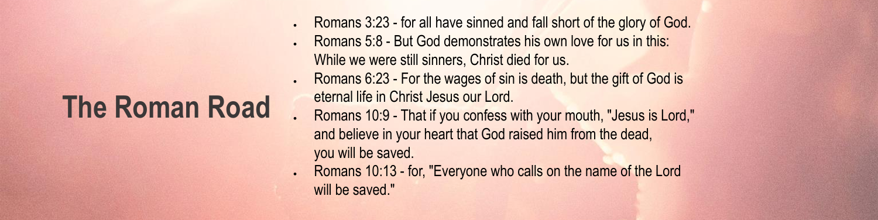# The Roman Road

- Romans 3:23 - for all have sinned and fall short of the glory of God.
- Romans 5:8 - But God demonstrates his own love for us in this: While we were still sinners, Christ died for us.
- Romans 6:23 - For the wages of sin is death, but the gift of God is eternal life in Christ Jesus our Lord.
- Romans 10:9 - That if you confess with your mouth, "Jesus is Lord," and believe in your heart that God raised him from the dead, you will be saved.
- Romans 10:13 - for, "Everyone who calls on the name of the Lord will be saved."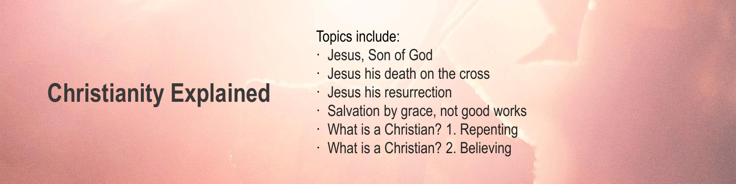# Christianity Explained

Topics include:

- Jesus, Son of God
- Jesus his death on the cross
- Jesus his resurrection
- Salvation by grace, not good works
- What is a Christian? 1. Repenting
- What is a Christian? 2. Believing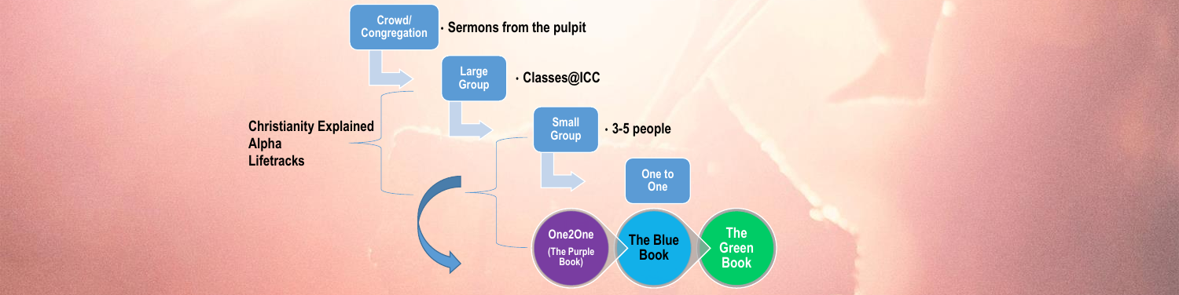- **Crowd/ Congregation** — Sermons from the pulpit
- **Large Group** — Classes@ICC
- **Small Group** — 3-5 people
- **One to One**

**Christianity Explained**
**Alpha**
**Lifetracks**

**One2One** (The Purple Book) → **The Blue Book** → **The Green Book**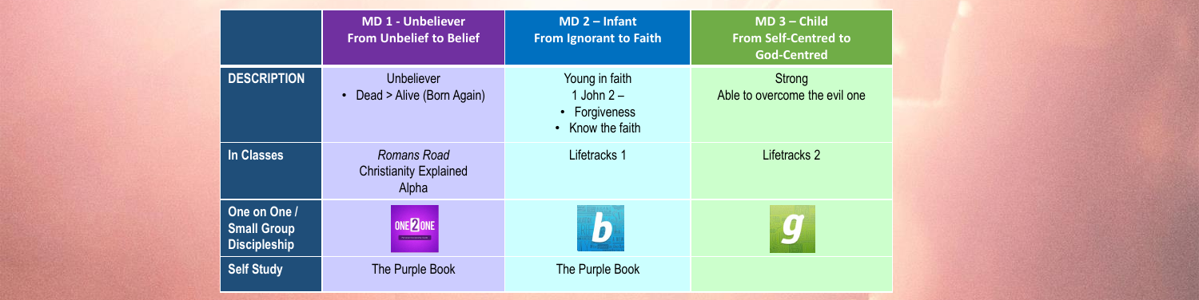| | MD 1 - Unbeliever From Unbelief to Belief | MD 2 – Infant From Ignorant to Faith | MD 3 – Child From Self-Centred to God-Centred |
|---|---|---|---|
| **DESCRIPTION** | Unbeliever<br>• Dead > Alive (Born Again) | Young in faith<br>1 John 2 –<br>• Forgiveness<br>• Know the faith | Strong<br>Able to overcome the evil one |
| **In Classes** | *Romans Road*<br>Christianity Explained<br>Alpha | Lifetracks 1 | Lifetracks 2 |
| **One on One / Small Group Discipleship** | ONE2ONE | b | g |
| **Self Study** | The Purple Book | The Purple Book | |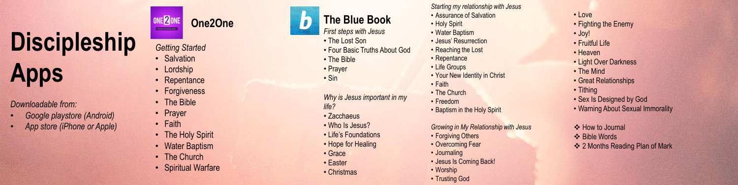# Discipleship Apps

*Downloadable from:*

- *Google playstore (Android)*
- *App store (iPhone or Apple)*

## One2One

*Getting Started*

- Salvation
- Lordship
- Repentance
- Forgiveness
- The Bible
- Prayer
- Faith
- The Holy Spirit
- Water Baptism
- The Church
- Spiritual Warfare

## The Blue Book

*First steps with Jesus*

- The Lost Son
- Four Basic Truths About God
- The Bible
- Prayer
- Sin

*Why is Jesus important in my life?*

- Zacchaeus
- Who Is Jesus?
- Life's Foundations
- Hope for Healing
- Grace
- Easter
- Christmas

*Starting my relationship with Jesus*

- Assurance of Salvation
- Holy Spirit
- Water Baptism
- Jesus' Resurrection
- Reaching the Lost
- Repentance
- Life Groups
- Your New Identity in Christ
- Faith
- The Church
- Freedom
- Baptism in the Holy Spirit

*Growing in My Relationship with Jesus*

- Forgiving Others
- Overcoming Fear
- Journaling
- Jesus Is Coming Back!
- Worship
- Trusting God
- Love
- Fighting the Enemy
- Joy!
- Fruitful Life
- Heaven
- Light Over Darkness
- The Mind
- Great Relationships
- Tithing
- Sex Is Designed by God
- Warning About Sexual Immorality

- ❖ How to Journal
- ❖ Bible Words
- ❖ 2 Months Reading Plan of Mark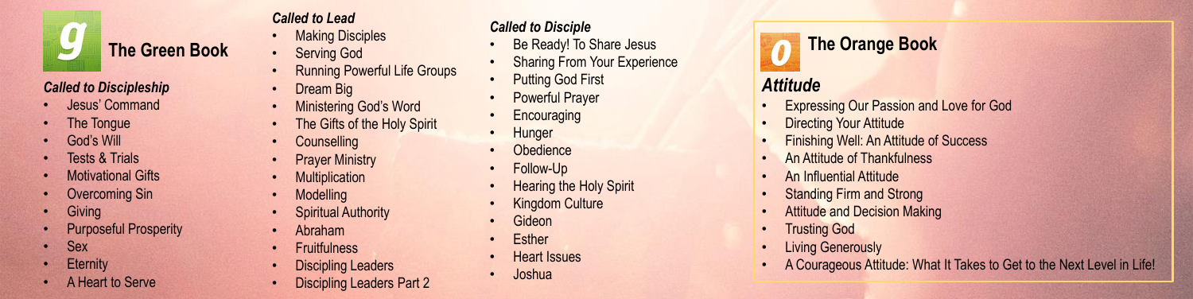## The Green Book

*Called to Discipleship*

- Jesus' Command
- The Tongue
- God's Will
- Tests & Trials
- Motivational Gifts
- Overcoming Sin
- Giving
- Purposeful Prosperity
- Sex
- Eternity
- A Heart to Serve

*Called to Lead*

- Making Disciples
- Serving God
- Running Powerful Life Groups
- Dream Big
- Ministering God's Word
- The Gifts of the Holy Spirit
- Counselling
- Prayer Ministry
- Multiplication
- Modelling
- Spiritual Authority
- Abraham
- Fruitfulness
- Discipling Leaders
- Discipling Leaders Part 2

*Called to Disciple*

- Be Ready! To Share Jesus
- Sharing From Your Experience
- Putting God First
- Powerful Prayer
- Encouraging
- Hunger
- Obedience
- Follow-Up
- Hearing the Holy Spirit
- Kingdom Culture
- Gideon
- Esther
- Heart Issues
- Joshua

## The Orange Book

### *Attitude*

- Expressing Our Passion and Love for God
- Directing Your Attitude
- Finishing Well: An Attitude of Success
- An Attitude of Thankfulness
- An Influential Attitude
- Standing Firm and Strong
- Attitude and Decision Making
- Trusting God
- Living Generously
- A Courageous Attitude: What It Takes to Get to the Next Level in Life!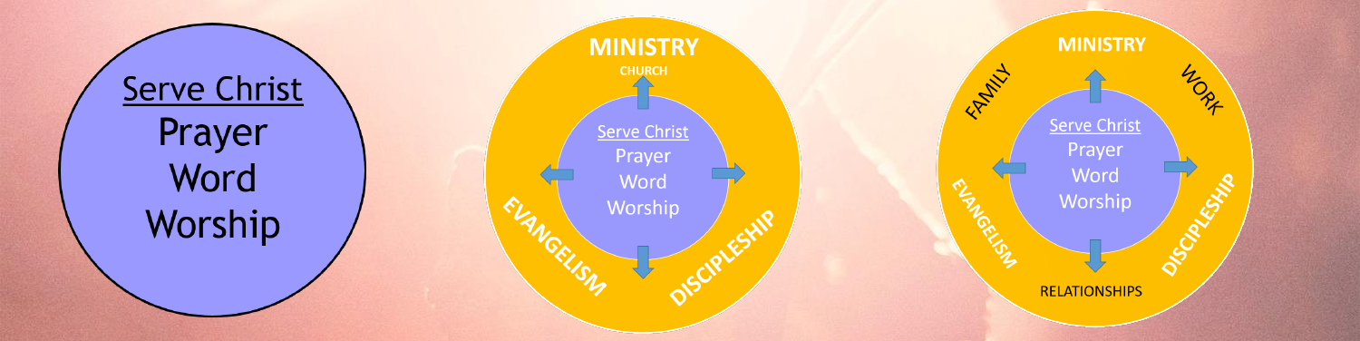Serve Christ
Prayer
Word
Worship

MINISTRY
CHURCH
Serve Christ
Prayer
Word
Worship
EVANGELISM
DISCIPLESHIP

MINISTRY
FAMILY
WORK
Serve Christ
Prayer
Word
Worship
EVANGELISM
DISCIPLESHIP
RELATIONSHIPS